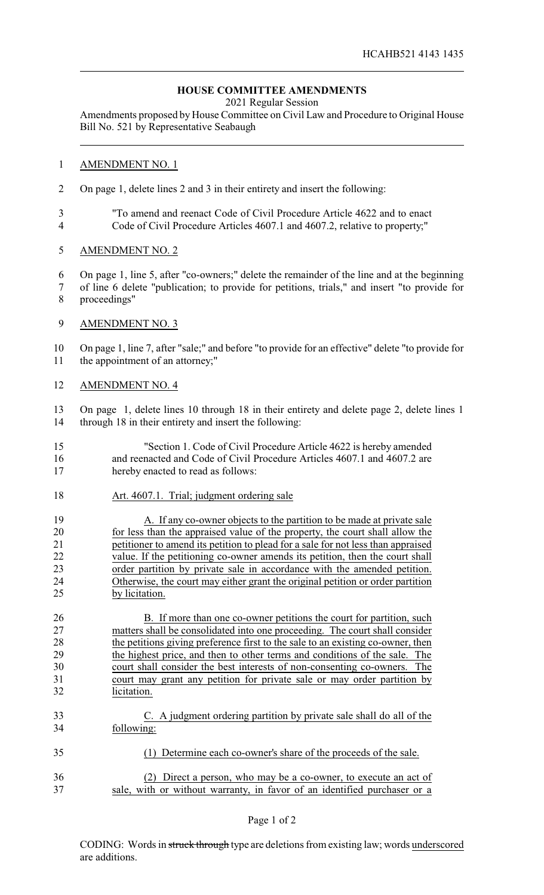HCAHB521 4143 1435

## HOUSE COMMITTEE AMENDMENTS

2021 Regular Session

Amendments proposed by House Committee on Civil Law and Procedure to Original House Bill No. 521 by Representative Seabaugh

AMENDMENT NO. 1

On page 1, delete lines 2 and 3 in their entirety and insert the following:

"To amend and reenact Code of Civil Procedure Article 4622 and to enact Code of Civil Procedure Articles 4607.1 and 4607.2, relative to property;"

AMENDMENT NO. 2

On page 1, line 5, after "co-owners;" delete the remainder of the line and at the beginning of line 6 delete "publication; to provide for petitions, trials," and insert "to provide for proceedings"

AMENDMENT NO. 3

On page 1, line 7, after "sale;" and before "to provide for an effective" delete "to provide for the appointment of an attorney;"

AMENDMENT NO. 4

On page 1, delete lines 10 through 18 in their entirety and delete page 2, delete lines 1 through 18 in their entirety and insert the following:

"Section 1. Code of Civil Procedure Article 4622 is hereby amended and reenacted and Code of Civil Procedure Articles 4607.1 and 4607.2 are hereby enacted to read as follows:

Art. 4607.1. Trial; judgment ordering sale

A. If any co-owner objects to the partition to be made at private sale for less than the appraised value of the property, the court shall allow the petitioner to amend its petition to plead for a sale for not less than appraised value. If the petitioning co-owner amends its petition, then the court shall order partition by private sale in accordance with the amended petition. Otherwise, the court may either grant the original petition or order partition by licitation.

B. If more than one co-owner petitions the court for partition, such matters shall be consolidated into one proceeding. The court shall consider the petitions giving preference first to the sale to an existing co-owner, then the highest price, and then to other terms and conditions of the sale. The court shall consider the best interests of non-consenting co-owners. The court may grant any petition for private sale or may order partition by licitation.

C. A judgment ordering partition by private sale shall do all of the following:

(1) Determine each co-owner's share of the proceeds of the sale.

(2) Direct a person, who may be a co-owner, to execute an act of sale, with or without warranty, in favor of an identified purchaser or a

CODING: Words in ~~struck through~~ type are deletions from existing law; words underscored are additions.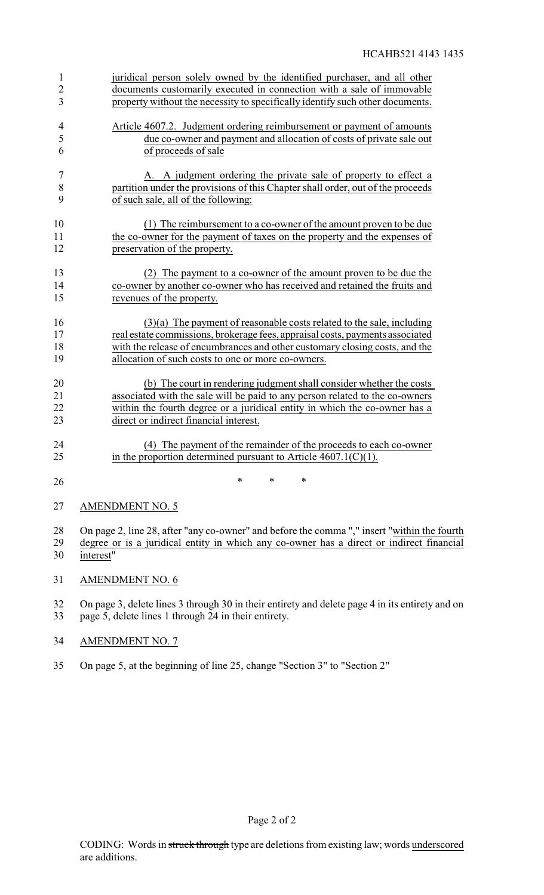juridical person solely owned by the identified purchaser, and all other documents customarily executed in connection with a sale of immovable property without the necessity to specifically identify such other documents.

Article 4607.2. Judgment ordering reimbursement or payment of amounts due co-owner and payment and allocation of costs of private sale out of proceeds of sale

A. A judgment ordering the private sale of property to effect a partition under the provisions of this Chapter shall order, out of the proceeds of such sale, all of the following:

(1) The reimbursement to a co-owner of the amount proven to be due the co-owner for the payment of taxes on the property and the expenses of preservation of the property.

(2) The payment to a co-owner of the amount proven to be due the co-owner by another co-owner who has received and retained the fruits and revenues of the property.

(3)(a) The payment of reasonable costs related to the sale, including real estate commissions, brokerage fees, appraisal costs, payments associated with the release of encumbrances and other customary closing costs, and the allocation of such costs to one or more co-owners.

(b) The court in rendering judgment shall consider whether the costs associated with the sale will be paid to any person related to the co-owners within the fourth degree or a juridical entity in which the co-owner has a direct or indirect financial interest.

(4) The payment of the remainder of the proceeds to each co-owner in the proportion determined pursuant to Article 4607.1(C)(1).

\* \* \*

AMENDMENT NO. 5

On page 2, line 28, after "any co-owner" and before the comma "," insert "within the fourth degree or is a juridical entity in which any co-owner has a direct or indirect financial interest"

AMENDMENT NO. 6

On page 3, delete lines 3 through 30 in their entirety and delete page 4 in its entirety and on page 5, delete lines 1 through 24 in their entirety.

AMENDMENT NO. 7

On page 5, at the beginning of line 25, change "Section 3" to "Section 2"

CODING: Words in struck through type are deletions from existing law; words underscored are additions.